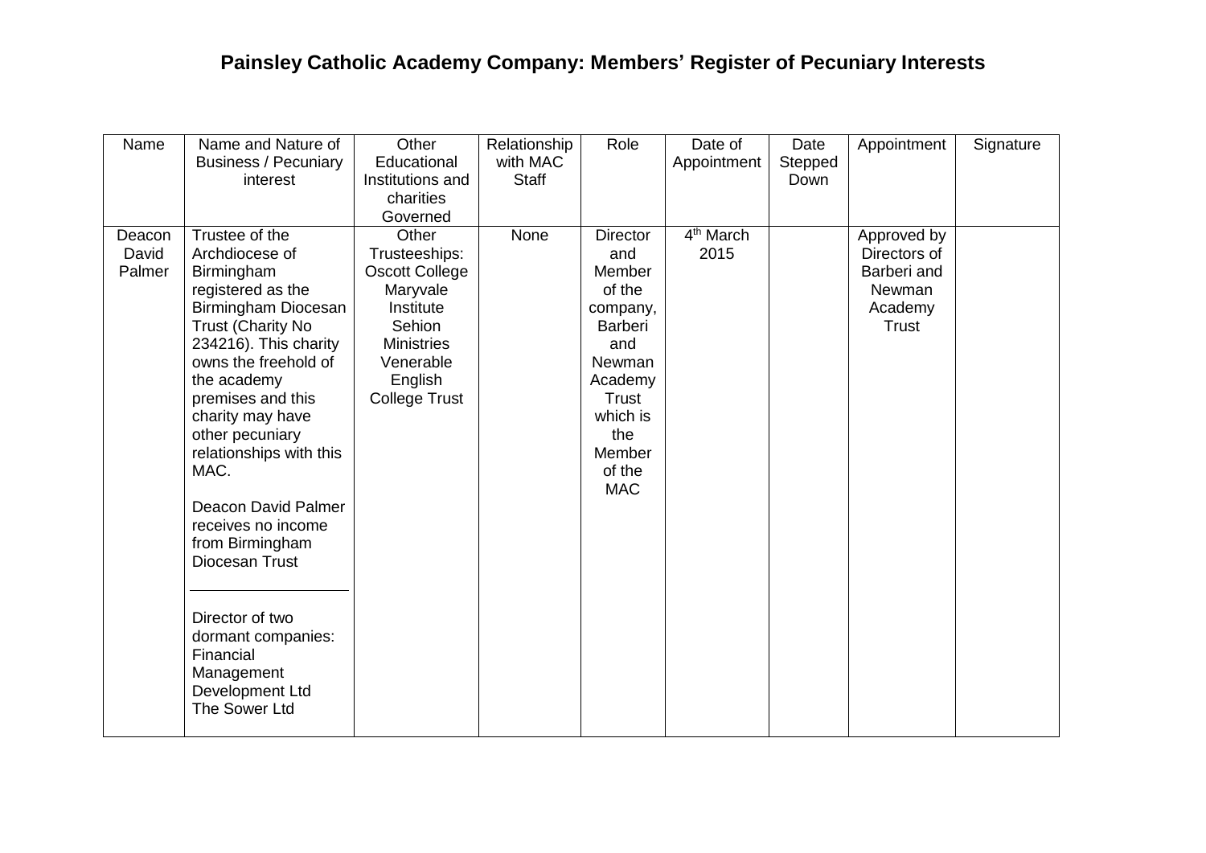# Painsley Catholic Academy Company: Members' Register of Pecuniary Interests

| Name | Name and Nature of Business / Pecuniary interest | Other Educational Institutions and charities Governed | Relationship with MAC Staff | Role | Date of Appointment | Date Stepped Down | Appointment | Signature |
|---|---|---|---|---|---|---|---|---|
| Deacon David Palmer | Trustee of the Archdiocese of Birmingham registered as the Birmingham Diocesan Trust (Charity No 234216). This charity owns the freehold of the academy premises and this charity may have other pecuniary relationships with this MAC.<br><br>Deacon David Palmer receives no income from Birmingham Diocesan Trust<br><br>Director of two dormant companies: Financial Management Development Ltd The Sower Ltd | Other Trusteeships: Oscott College Maryvale Institute Sehion Ministries Venerable English College Trust | None | Director and Member of the company, Barberi and Newman Academy Trust which is the Member of the MAC | 4th March 2015 | | Approved by Directors of Barberi and Newman Academy Trust | |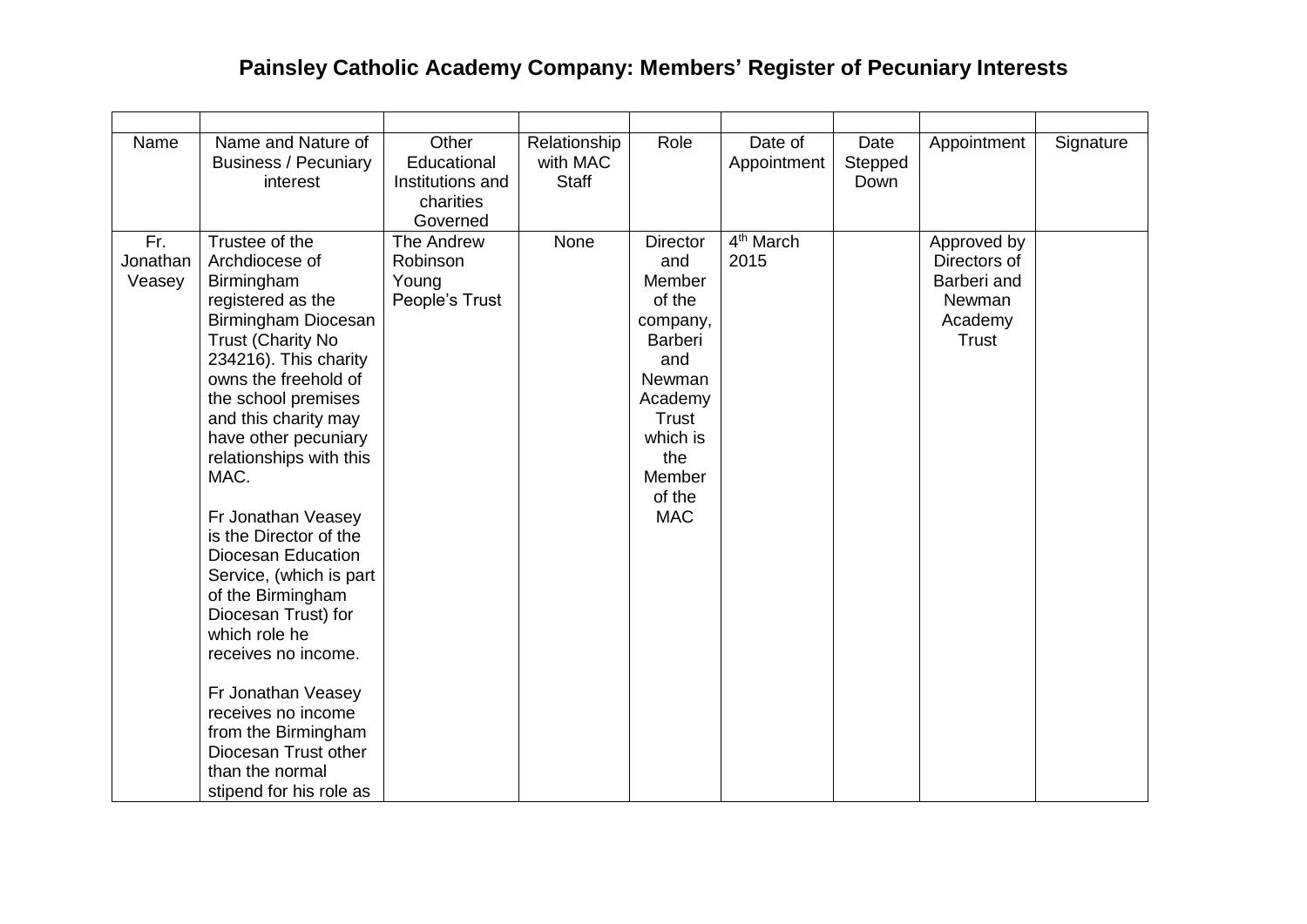## Painsley Catholic Academy Company: Members' Register of Pecuniary Interests

| | | | | | | | | |
|---|---|---|---|---|---|---|---|---|
| Name | Name and Nature of Business / Pecuniary interest | Other Educational Institutions and charities Governed | Relationship with MAC Staff | Role | Date of Appointment | Date Stepped Down | Appointment | Signature |
| Fr. Jonathan Veasey | Trustee of the Archdiocese of Birmingham registered as the Birmingham Diocesan Trust (Charity No 234216). This charity owns the freehold of the school premises and this charity may have other pecuniary relationships with this MAC.<br><br>Fr Jonathan Veasey is the Director of the Diocesan Education Service, (which is part of the Birmingham Diocesan Trust) for which role he receives no income.<br><br>Fr Jonathan Veasey receives no income from the Birmingham Diocesan Trust other than the normal stipend for his role as | The Andrew Robinson Young People's Trust | None | Director and Member of the company, Barberi and Newman Academy Trust which is the Member of the MAC | 4th March 2015 | | Approved by Directors of Barberi and Newman Academy Trust | |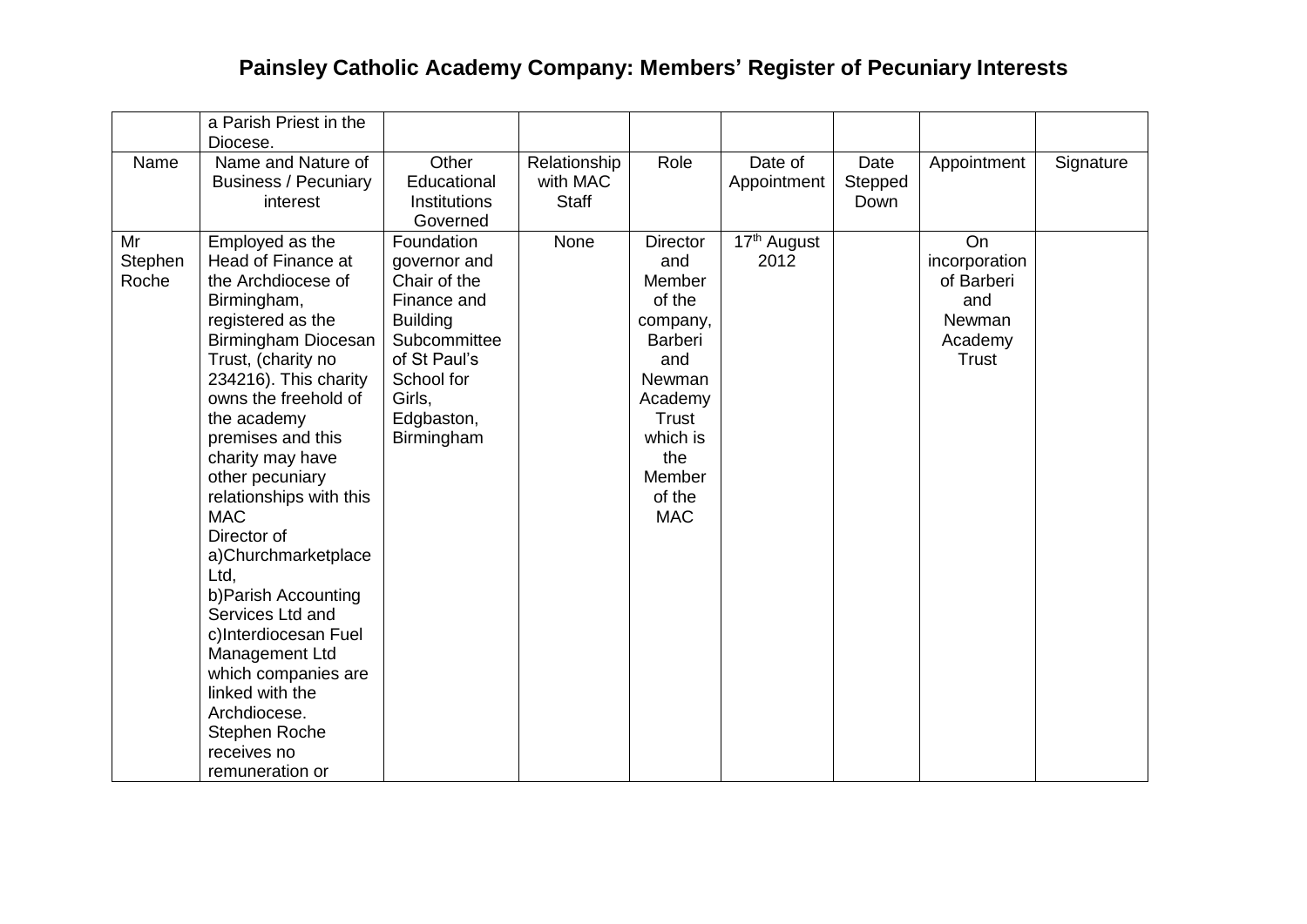# Painsley Catholic Academy Company: Members' Register of Pecuniary Interests

| | a Parish Priest in the Diocese. | | | | | | | |
|---|---|---|---|---|---|---|---|---|
| Name | Name and Nature of Business / Pecuniary interest | Other Educational Institutions Governed | Relationship with MAC Staff | Role | Date of Appointment | Date Stepped Down | Appointment | Signature |
| Mr Stephen Roche | Employed as the Head of Finance at the Archdiocese of Birmingham, registered as the Birmingham Diocesan Trust, (charity no 234216). This charity owns the freehold of the academy premises and this charity may have other pecuniary relationships with this MAC Director of a)Churchmarketplace Ltd, b)Parish Accounting Services Ltd and c)Interdiocesan Fuel Management Ltd which companies are linked with the Archdiocese. Stephen Roche receives no remuneration or | Foundation governor and Chair of the Finance and Building Subcommittee of St Paul's School for Girls, Edgbaston, Birmingham | None | Director and Member of the company, Barberi and Newman Academy Trust which is the Member of the MAC | 17th August 2012 | | On incorporation of Barberi and Newman Academy Trust | |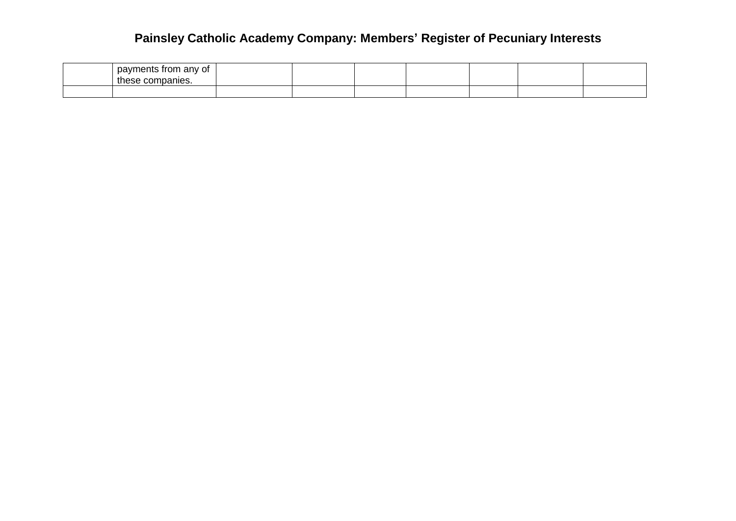# Painsley Catholic Academy Company: Members' Register of Pecuniary Interests

| | | | | | | | | |
|---|---|---|---|---|---|---|---|---|
| | payments from any of these companies. | | | | | | | |
| | | | | | | | | |